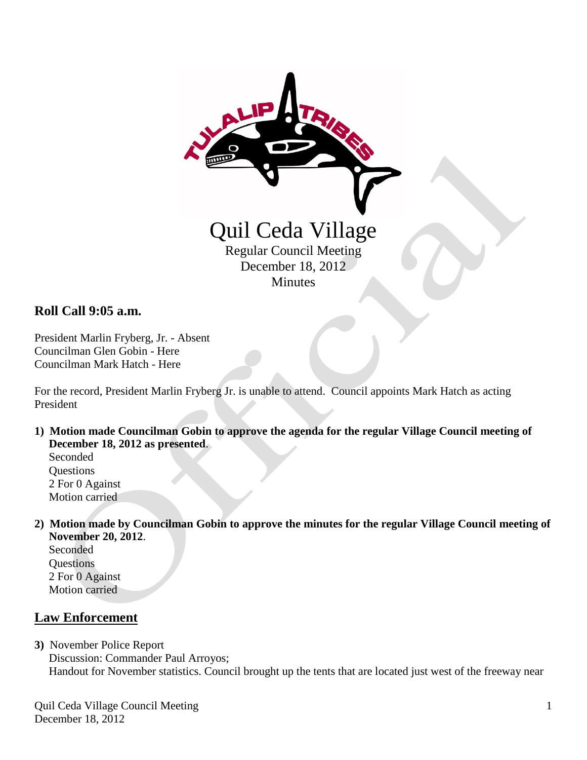# Quil Ceda Village

Regular Council Meeting
December 18, 2012
Minutes

## Roll Call 9:05 a.m.

President Marlin Fryberg, Jr. - Absent
Councilman Glen Gobin - Here
Councilman Mark Hatch - Here

For the record, President Marlin Fryberg Jr. is unable to attend. Council appoints Mark Hatch as acting President

1) **Motion made Councilman Gobin to approve the agenda for the regular Village Council meeting of December 18, 2012 as presented**.
   Seconded
   Questions
   2 For 0 Against
   Motion carried

2) **Motion made by Councilman Gobin to approve the minutes for the regular Village Council meeting of November 20, 2012**.
   Seconded
   Questions
   2 For 0 Against
   Motion carried

## Law Enforcement

3) November Police Report
   Discussion: Commander Paul Arroyos;
   Handout for November statistics. Council brought up the tents that are located just west of the freeway near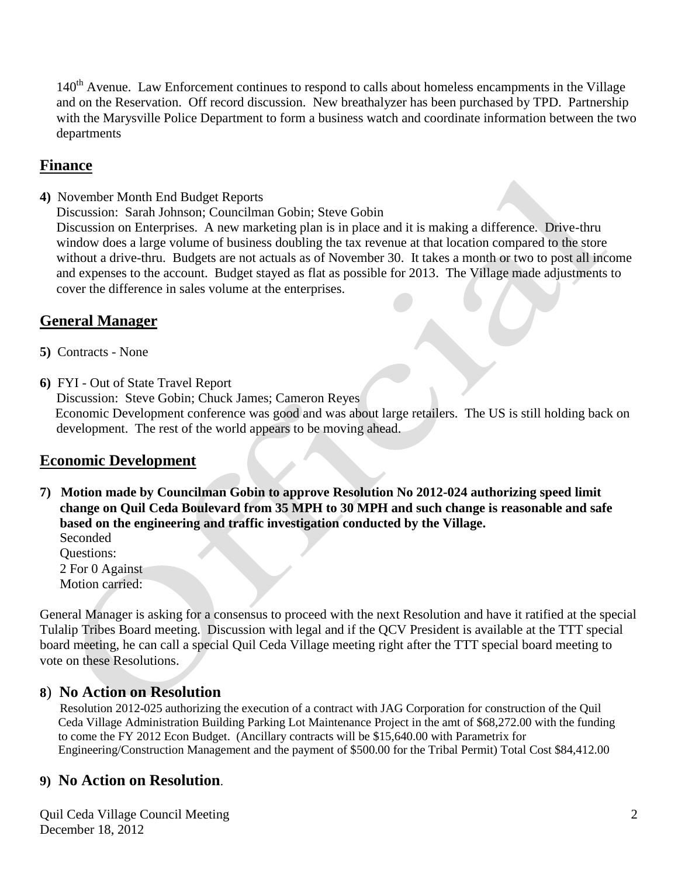140th Avenue. Law Enforcement continues to respond to calls about homeless encampments in the Village and on the Reservation. Off record discussion. New breathalyzer has been purchased by TPD. Partnership with the Marysville Police Department to form a business watch and coordinate information between the two departments

## Finance

**4)** November Month End Budget Reports
Discussion: Sarah Johnson; Councilman Gobin; Steve Gobin
Discussion on Enterprises. A new marketing plan is in place and it is making a difference. Drive-thru window does a large volume of business doubling the tax revenue at that location compared to the store without a drive-thru. Budgets are not actuals as of November 30. It takes a month or two to post all income and expenses to the account. Budget stayed as flat as possible for 2013. The Village made adjustments to cover the difference in sales volume at the enterprises.

## General Manager

**5)** Contracts - None

**6)** FYI - Out of State Travel Report
Discussion: Steve Gobin; Chuck James; Cameron Reyes
Economic Development conference was good and was about large retailers. The US is still holding back on development. The rest of the world appears to be moving ahead.

## Economic Development

**7) Motion made by Councilman Gobin to approve Resolution No 2012-024 authorizing speed limit change on Quil Ceda Boulevard from 35 MPH to 30 MPH and such change is reasonable and safe based on the engineering and traffic investigation conducted by the Village.**
Seconded
Questions:
2 For 0 Against
Motion carried:

General Manager is asking for a consensus to proceed with the next Resolution and have it ratified at the special Tulalip Tribes Board meeting. Discussion with legal and if the QCV President is available at the TTT special board meeting, he can call a special Quil Ceda Village meeting right after the TTT special board meeting to vote on these Resolutions.

### 8) No Action on Resolution

Resolution 2012-025 authorizing the execution of a contract with JAG Corporation for construction of the Quil Ceda Village Administration Building Parking Lot Maintenance Project in the amt of $68,272.00 with the funding to come the FY 2012 Econ Budget. (Ancillary contracts will be $15,640.00 with Parametrix for Engineering/Construction Management and the payment of $500.00 for the Tribal Permit) Total Cost $84,412.00

### 9) No Action on Resolution.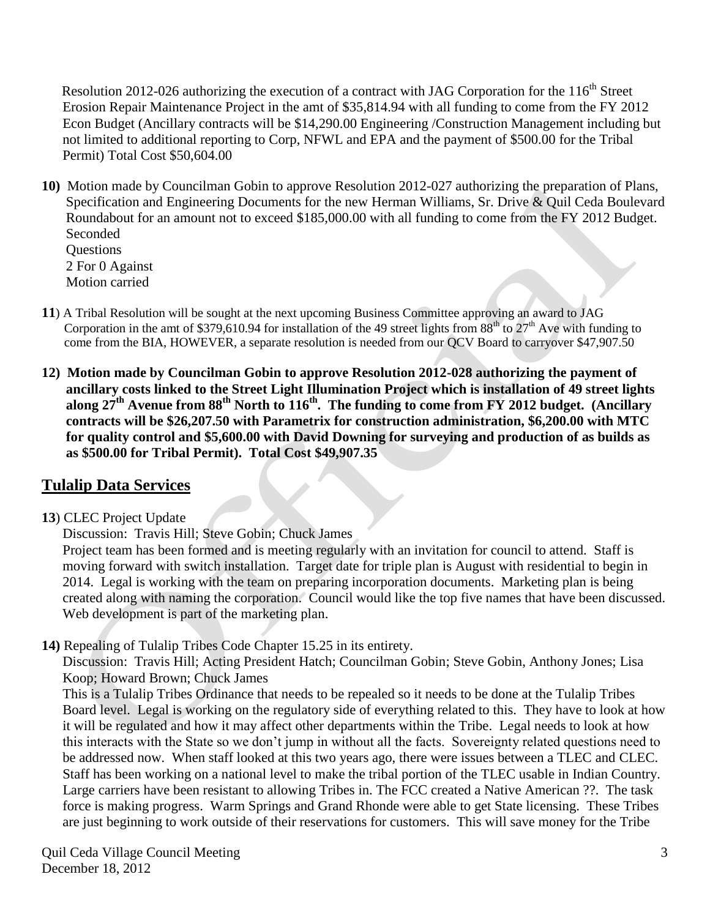Resolution 2012-026 authorizing the execution of a contract with JAG Corporation for the 116th Street Erosion Repair Maintenance Project in the amt of $35,814.94 with all funding to come from the FY 2012 Econ Budget (Ancillary contracts will be $14,290.00 Engineering /Construction Management including but not limited to additional reporting to Corp, NFWL and EPA and the payment of $500.00 for the Tribal Permit) Total Cost $50,604.00

**10)** Motion made by Councilman Gobin to approve Resolution 2012-027 authorizing the preparation of Plans, Specification and Engineering Documents for the new Herman Williams, Sr. Drive & Quil Ceda Boulevard Roundabout for an amount not to exceed $185,000.00 with all funding to come from the FY 2012 Budget.
Seconded
Questions
2 For 0 Against
Motion carried

**11**) A Tribal Resolution will be sought at the next upcoming Business Committee approving an award to JAG Corporation in the amt of $379,610.94 for installation of the 49 street lights from 88th to 27th Ave with funding to come from the BIA, HOWEVER, a separate resolution is needed from our QCV Board to carryover $47,907.50

**12) Motion made by Councilman Gobin to approve Resolution 2012-028 authorizing the payment of ancillary costs linked to the Street Light Illumination Project which is installation of 49 street lights along 27th Avenue from 88th North to 116th. The funding to come from FY 2012 budget. (Ancillary contracts will be $26,207.50 with Parametrix for construction administration, $6,200.00 with MTC for quality control and $5,600.00 with David Downing for surveying and production of as builds as as $500.00 for Tribal Permit). Total Cost $49,907.35**

## Tulalip Data Services

**13**) CLEC Project Update

Discussion: Travis Hill; Steve Gobin; Chuck James

Project team has been formed and is meeting regularly with an invitation for council to attend. Staff is moving forward with switch installation. Target date for triple plan is August with residential to begin in 2014. Legal is working with the team on preparing incorporation documents. Marketing plan is being created along with naming the corporation. Council would like the top five names that have been discussed. Web development is part of the marketing plan.

**14)** Repealing of Tulalip Tribes Code Chapter 15.25 in its entirety.

Discussion: Travis Hill; Acting President Hatch; Councilman Gobin; Steve Gobin, Anthony Jones; Lisa Koop; Howard Brown; Chuck James

This is a Tulalip Tribes Ordinance that needs to be repealed so it needs to be done at the Tulalip Tribes Board level. Legal is working on the regulatory side of everything related to this. They have to look at how it will be regulated and how it may affect other departments within the Tribe. Legal needs to look at how this interacts with the State so we don't jump in without all the facts. Sovereignty related questions need to be addressed now. When staff looked at this two years ago, there were issues between a TLEC and CLEC. Staff has been working on a national level to make the tribal portion of the TLEC usable in Indian Country. Large carriers have been resistant to allowing Tribes in. The FCC created a Native American ??. The task force is making progress. Warm Springs and Grand Rhonde were able to get State licensing. These Tribes are just beginning to work outside of their reservations for customers. This will save money for the Tribe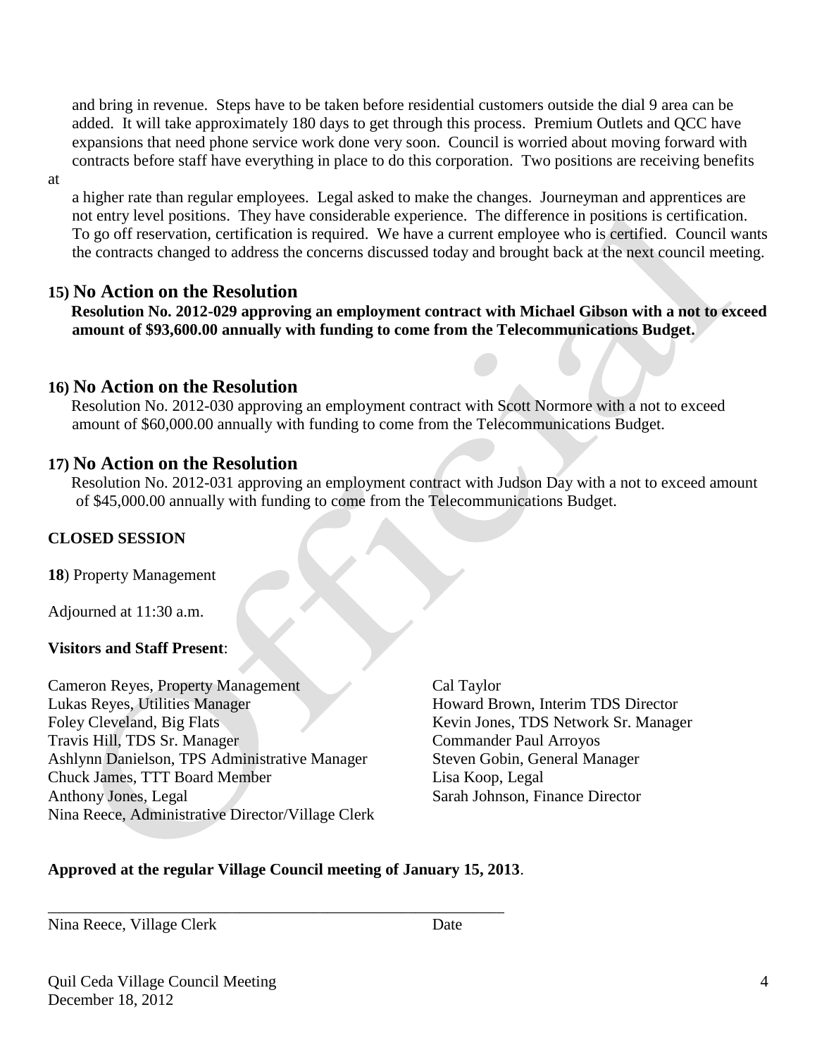and bring in revenue. Steps have to be taken before residential customers outside the dial 9 area can be added. It will take approximately 180 days to get through this process. Premium Outlets and QCC have expansions that need phone service work done very soon. Council is worried about moving forward with contracts before staff have everything in place to do this corporation. Two positions are receiving benefits at a higher rate than regular employees. Legal asked to make the changes. Journeyman and apprentices are not entry level positions. They have considerable experience. The difference in positions is certification. To go off reservation, certification is required. We have a current employee who is certified. Council wants the contracts changed to address the concerns discussed today and brought back at the next council meeting.

## 15) No Action on the Resolution

**Resolution No. 2012-029 approving an employment contract with Michael Gibson with a not to exceed amount of $93,600.00 annually with funding to come from the Telecommunications Budget.**

## 16) No Action on the Resolution

Resolution No. 2012-030 approving an employment contract with Scott Normore with a not to exceed amount of $60,000.00 annually with funding to come from the Telecommunications Budget.

## 17) No Action on the Resolution

Resolution No. 2012-031 approving an employment contract with Judson Day with a not to exceed amount of $45,000.00 annually with funding to come from the Telecommunications Budget.

**CLOSED SESSION**

**18**) Property Management

Adjourned at 11:30 a.m.

**Visitors and Staff Present**:

Cameron Reyes, Property Management
Lukas Reyes, Utilities Manager
Foley Cleveland, Big Flats
Travis Hill, TDS Sr. Manager
Ashlynn Danielson, TPS Administrative Manager
Chuck James, TTT Board Member
Anthony Jones, Legal
Nina Reece, Administrative Director/Village Clerk
Cal Taylor
Howard Brown, Interim TDS Director
Kevin Jones, TDS Network Sr. Manager
Commander Paul Arroyos
Steven Gobin, General Manager
Lisa Koop, Legal
Sarah Johnson, Finance Director

**Approved at the regular Village Council meeting of January 15, 2013**.

\_\_\_\_\_\_\_\_\_\_\_\_\_\_\_\_\_\_\_\_\_\_\_\_\_\_\_\_\_\_\_\_\_\_\_\_\_\_\_\_\_\_\_\_\_\_\_\_\_\_\_\_\_\_\_\_\_\_

Nina Reece, Village Clerk Date

Quil Ceda Village Council Meeting
December 18, 2012